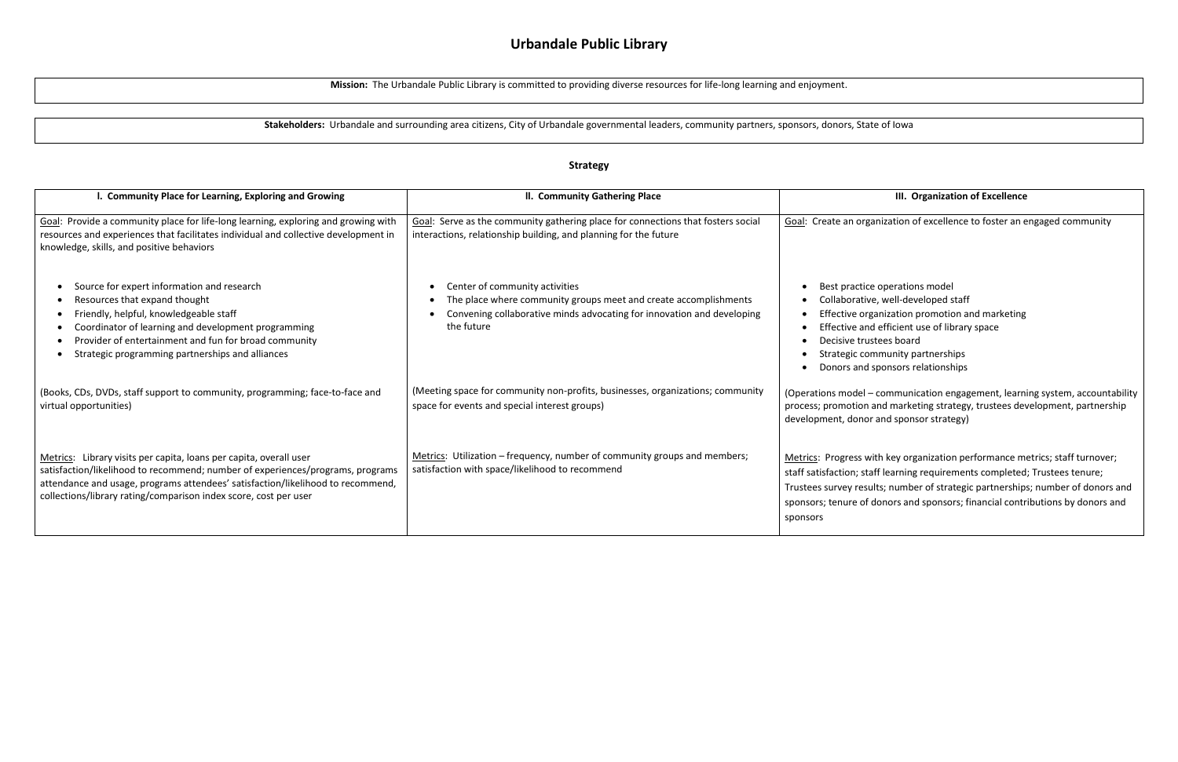# Urbandale Public Library

**Mission:** The Urbandale Public Library is committed to providing diverse resources for life-long learning and enjoyment.

**Stakeholders:** Urbandale and surrounding area citizens, City of Urbandale governmental leaders, community partners, sponsors, donors, State of Iowa

## Strategy

| I. Community Place for Learning, Exploring and Growing | II. Community Gathering Place | III. Organization of Excellence |
|---|---|---|
| Goal: Provide a community place for life-long learning, exploring and growing with resources and experiences that facilitates individual and collective development in knowledge, skills, and positive behaviors | Goal: Serve as the community gathering place for connections that fosters social interactions, relationship building, and planning for the future | Goal: Create an organization of excellence to foster an engaged community |
| • Source for expert information and research<br>• Resources that expand thought<br>• Friendly, helpful, knowledgeable staff<br>• Coordinator of learning and development programming<br>• Provider of entertainment and fun for broad community<br>• Strategic programming partnerships and alliances | • Center of community activities<br>• The place where community groups meet and create accomplishments<br>• Convening collaborative minds advocating for innovation and developing the future | • Best practice operations model<br>• Collaborative, well-developed staff<br>• Effective organization promotion and marketing<br>• Effective and efficient use of library space<br>• Decisive trustees board<br>• Strategic community partnerships<br>• Donors and sponsors relationships |
| (Books, CDs, DVDs, staff support to community, programming; face-to-face and virtual opportunities) | (Meeting space for community non-profits, businesses, organizations; community space for events and special interest groups) | (Operations model – communication engagement, learning system, accountability process; promotion and marketing strategy, trustees development, partnership development, donor and sponsor strategy) |
| Metrics: Library visits per capita, loans per capita, overall user satisfaction/likelihood to recommend; number of experiences/programs, programs attendance and usage, programs attendees' satisfaction/likelihood to recommend, collections/library rating/comparison index score, cost per user | Metrics: Utilization – frequency, number of community groups and members; satisfaction with space/likelihood to recommend | Metrics: Progress with key organization performance metrics; staff turnover; staff satisfaction; staff learning requirements completed; Trustees tenure; Trustees survey results; number of strategic partnerships; number of donors and sponsors; tenure of donors and sponsors; financial contributions by donors and sponsors |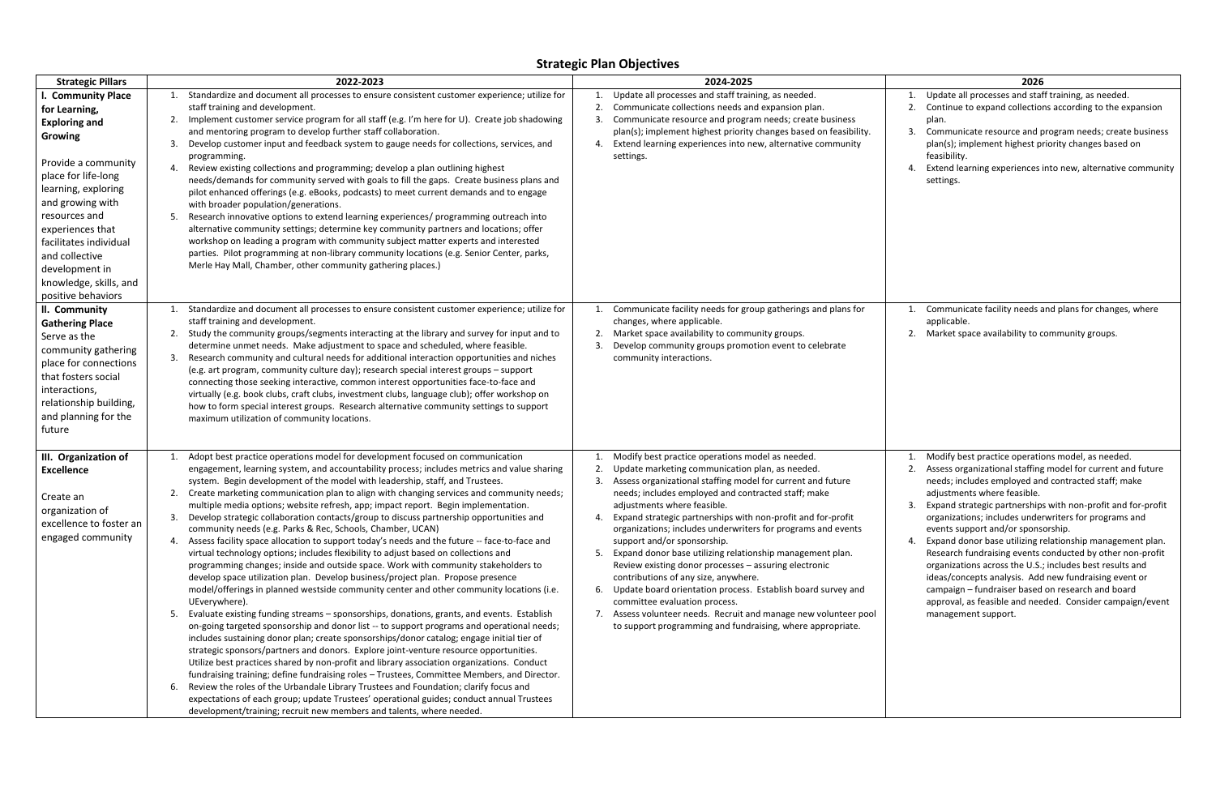# Strategic Plan Objectives

| Strategic Pillars | 2022-2023 | 2024-2025 | 2026 |
| --- | --- | --- | --- |
| **I. Community Place for Learning, Exploring and Growing**<br><br>Provide a community place for life-long learning, exploring and growing with resources and experiences that facilitates individual and collective development in knowledge, skills, and positive behaviors | 1. Standardize and document all processes to ensure consistent customer experience; utilize for staff training and development.<br>2. Implement customer service program for all staff (e.g. I'm here for U). Create job shadowing and mentoring program to develop further staff collaboration.<br>3. Develop customer input and feedback system to gauge needs for collections, services, and programming.<br>4. Review existing collections and programming; develop a plan outlining highest needs/demands for community served with goals to fill the gaps. Create business plans and pilot enhanced offerings (e.g. eBooks, podcasts) to meet current demands and to engage with broader population/generations.<br>5. Research innovative options to extend learning experiences/ programming outreach into alternative community settings; determine key community partners and locations; offer workshop on leading a program with community subject matter experts and interested parties. Pilot programming at non-library community locations (e.g. Senior Center, parks, Merle Hay Mall, Chamber, other community gathering places.) | 1. Update all processes and staff training, as needed.<br>2. Communicate collections needs and expansion plan.<br>3. Communicate resource and program needs; create business plan(s); implement highest priority changes based on feasibility.<br>4. Extend learning experiences into new, alternative community settings. | 1. Update all processes and staff training, as needed.<br>2. Continue to expand collections according to the expansion plan.<br>3. Communicate resource and program needs; create business plan(s); implement highest priority changes based on feasibility.<br>4. Extend learning experiences into new, alternative community settings. |
| **II. Community Gathering Place**<br>Serve as the community gathering place for connections that fosters social interactions, relationship building, and planning for the future | 1. Standardize and document all processes to ensure consistent customer experience; utilize for staff training and development.<br>2. Study the community groups/segments interacting at the library and survey for input and to determine unmet needs. Make adjustment to space and scheduled, where feasible.<br>3. Research community and cultural needs for additional interaction opportunities and niches (e.g. art program, community culture day); research special interest groups – support connecting those seeking interactive, common interest opportunities face-to-face and virtually (e.g. book clubs, craft clubs, investment clubs, language club); offer workshop on how to form special interest groups. Research alternative community settings to support maximum utilization of community locations. | 1. Communicate facility needs for group gatherings and plans for changes, where applicable.<br>2. Market space availability to community groups.<br>3. Develop community groups promotion event to celebrate community interactions. | 1. Communicate facility needs and plans for changes, where applicable.<br>2. Market space availability to community groups. |
| **III. Organization of Excellence**<br><br>Create an organization of excellence to foster an engaged community | 1. Adopt best practice operations model for development focused on communication engagement, learning system, and accountability process; includes metrics and value sharing system. Begin development of the model with leadership, staff, and Trustees.<br>2. Create marketing communication plan to align with changing services and community needs; multiple media options; website refresh, app; impact report. Begin implementation.<br>3. Develop strategic collaboration contacts/group to discuss partnership opportunities and community needs (e.g. Parks & Rec, Schools, Chamber, UCAN)<br>4. Assess facility space allocation to support today's needs and the future -- face-to-face and virtual technology options; includes flexibility to adjust based on collections and programming changes; inside and outside space. Work with community stakeholders to develop space utilization plan. Develop business/project plan. Propose presence model/offerings in planned westside community center and other community locations (i.e. UEverywhere).<br>5. Evaluate existing funding streams – sponsorships, donations, grants, and events. Establish on-going targeted sponsorship and donor list -- to support programs and operational needs; includes sustaining donor plan; create sponsorships/donor catalog; engage initial tier of strategic sponsors/partners and donors. Explore joint-venture resource opportunities. Utilize best practices shared by non-profit and library association organizations. Conduct fundraising training; define fundraising roles – Trustees, Committee Members, and Director.<br>6. Review the roles of the Urbandale Library Trustees and Foundation; clarify focus and expectations of each group; update Trustees' operational guides; conduct annual Trustees development/training; recruit new members and talents, where needed. | 1. Modify best practice operations model as needed.<br>2. Update marketing communication plan, as needed.<br>3. Assess organizational staffing model for current and future needs; includes employed and contracted staff; make adjustments where feasible.<br>4. Expand strategic partnerships with non-profit and for-profit organizations; includes underwriters for programs and events support and/or sponsorship.<br>5. Expand donor base utilizing relationship management plan. Review existing donor processes – assuring electronic contributions of any size, anywhere.<br>6. Update board orientation process. Establish board survey and committee evaluation process.<br>7. Assess volunteer needs. Recruit and manage new volunteer pool to support programming and fundraising, where appropriate. | 1. Modify best practice operations model, as needed.<br>2. Assess organizational staffing model for current and future needs; includes employed and contracted staff; make adjustments where feasible.<br>3. Expand strategic partnerships with non-profit and for-profit organizations; includes underwriters for programs and events support and/or sponsorship.<br>4. Expand donor base utilizing relationship management plan. Research fundraising events conducted by other non-profit organizations across the U.S.; includes best results and ideas/concepts analysis. Add new fundraising event or campaign – fundraiser based on research and board approval, as feasible and needed. Consider campaign/event management support. |